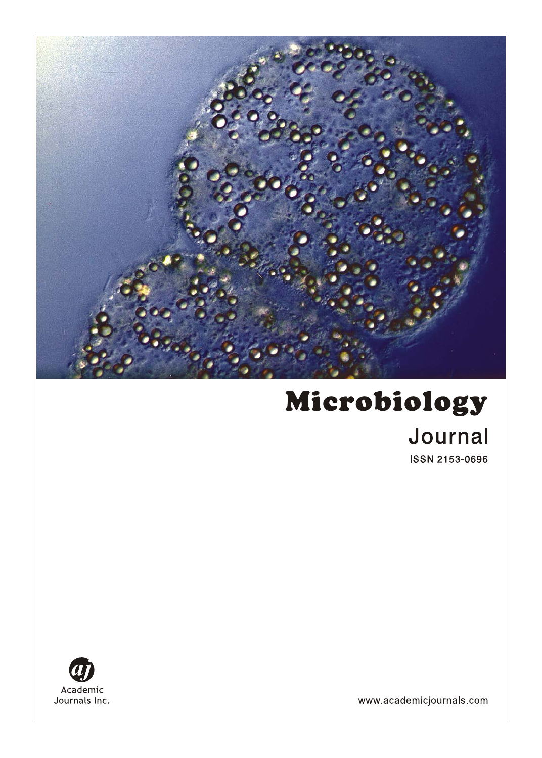# Microbiology

Journal

ISSN 2153-0696

Academic Journals Inc.

www.academicjournals.com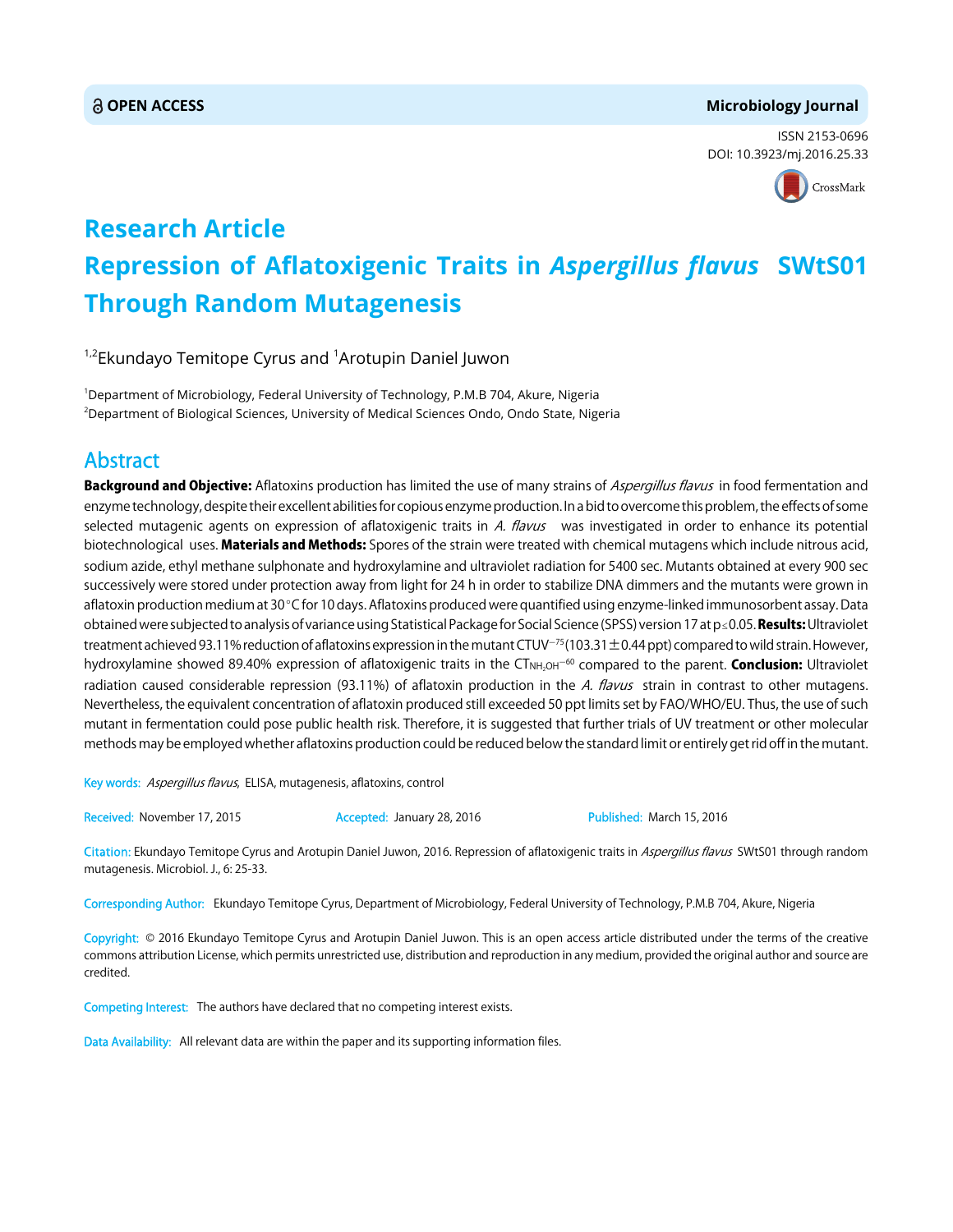**OPEN ACCESS**

**Microbiology Journal**

ISSN 2153-0696
DOI: 10.3923/mj.2016.25.33

# Research Article
# Repression of Aflatoxigenic Traits in *Aspergillus flavus* SWtS01 Through Random Mutagenesis

[1,2]Ekundayo Temitope Cyrus and [1]Arotupin Daniel Juwon

[1]Department of Microbiology, Federal University of Technology, P.M.B 704, Akure, Nigeria
[2]Department of Biological Sciences, University of Medical Sciences Ondo, Ondo State, Nigeria

## Abstract

**Background and Objective:** Aflatoxins production has limited the use of many strains of *Aspergillus flavus* in food fermentation and enzyme technology, despite their excellent abilities for copious enzyme production. In a bid to overcome this problem, the effects of some selected mutagenic agents on expression of aflatoxigenic traits in *A. flavus* was investigated in order to enhance its potential biotechnological uses. **Materials and Methods:** Spores of the strain were treated with chemical mutagens which include nitrous acid, sodium azide, ethyl methane sulphonate and hydroxylamine and ultraviolet radiation for 5400 sec. Mutants obtained at every 900 sec successively were stored under protection away from light for 24 h in order to stabilize DNA dimmers and the mutants were grown in aflatoxin production medium at 30°C for 10 days. Aflatoxins produced were quantified using enzyme-linked immunosorbent assay. Data obtained were subjected to analysis of variance using Statistical Package for Social Science (SPSS) version 17 at $p \leq 0.05$. **Results:** Ultraviolet treatment achieved 93.11% reduction of aflatoxins expression in the mutant $CTUV^{-75}$ (103.31±0.44 ppt) compared to wild strain. However, hydroxylamine showed 89.40% expression of aflatoxigenic traits in the $CT_{NH_2OH}^{-60}$ compared to the parent. **Conclusion:** Ultraviolet radiation caused considerable repression (93.11%) of aflatoxin production in the *A. flavus* strain in contrast to other mutagens. Nevertheless, the equivalent concentration of aflatoxin produced still exceeded 50 ppt limits set by FAO/WHO/EU. Thus, the use of such mutant in fermentation could pose public health risk. Therefore, it is suggested that further trials of UV treatment or other molecular methods may be employed whether aflatoxins production could be reduced below the standard limit or entirely get rid off in the mutant.

**Key words:** *Aspergillus flavus*, ELISA, mutagenesis, aflatoxins, control

**Received:** November 17, 2015 **Accepted:** January 28, 2016 **Published:** March 15, 2016

**Citation:** Ekundayo Temitope Cyrus and Arotupin Daniel Juwon, 2016. Repression of aflatoxigenic traits in *Aspergillus flavus* SWtS01 through random mutagenesis. Microbiol. J., 6: 25-33.

**Corresponding Author:** Ekundayo Temitope Cyrus, Department of Microbiology, Federal University of Technology, P.M.B 704, Akure, Nigeria

**Copyright:** © 2016 Ekundayo Temitope Cyrus and Arotupin Daniel Juwon. This is an open access article distributed under the terms of the creative commons attribution License, which permits unrestricted use, distribution and reproduction in any medium, provided the original author and source are credited.

**Competing Interest:** The authors have declared that no competing interest exists.

**Data Availability:** All relevant data are within the paper and its supporting information files.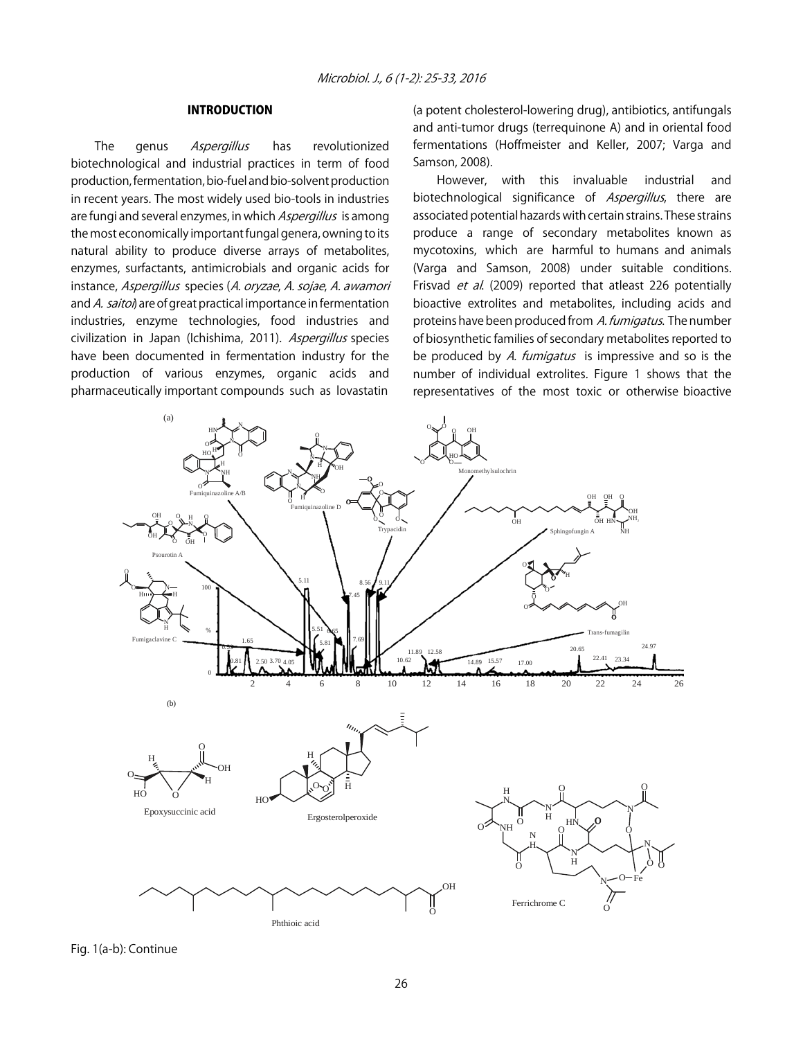## INTRODUCTION

The genus *Aspergillus* has revolutionized biotechnological and industrial practices in term of food production, fermentation, bio-fuel and bio-solvent production in recent years. The most widely used bio-tools in industries are fungi and several enzymes, in which *Aspergillus* is among the most economically important fungal genera, owning to its natural ability to produce diverse arrays of metabolites, enzymes, surfactants, antimicrobials and organic acids for instance, *Aspergillus* species (*A. oryzae*, *A. sojae*, *A. awamori* and *A. saitoi*) are of great practical importance in fermentation industries, enzyme technologies, food industries and civilization in Japan (Ichishima, 2011). *Aspergillus* species have been documented in fermentation industry for the production of various enzymes, organic acids and pharmaceutically important compounds such as lovastatin (a potent cholesterol-lowering drug), antibiotics, antifungals and anti-tumor drugs (terrequinone A) and in oriental food fermentations (Hoffmeister and Keller, 2007; Varga and Samson, 2008).

However, with this invaluable industrial and biotechnological significance of *Aspergillus*, there are associated potential hazards with certain strains. These strains produce a range of secondary metabolites known as mycotoxins, which are harmful to humans and animals (Varga and Samson, 2008) under suitable conditions. Frisvad *et al.* (2009) reported that atleast 226 potentially bioactive extrolites and metabolites, including acids and proteins have been produced from *A. fumigatus*. The number of biosynthetic families of secondary metabolites reported to be produced by *A. fumigatus* is impressive and so is the number of individual extrolites. Figure 1 shows that the representatives of the most toxic or otherwise bioactive

Fig. 1(a-b): Continue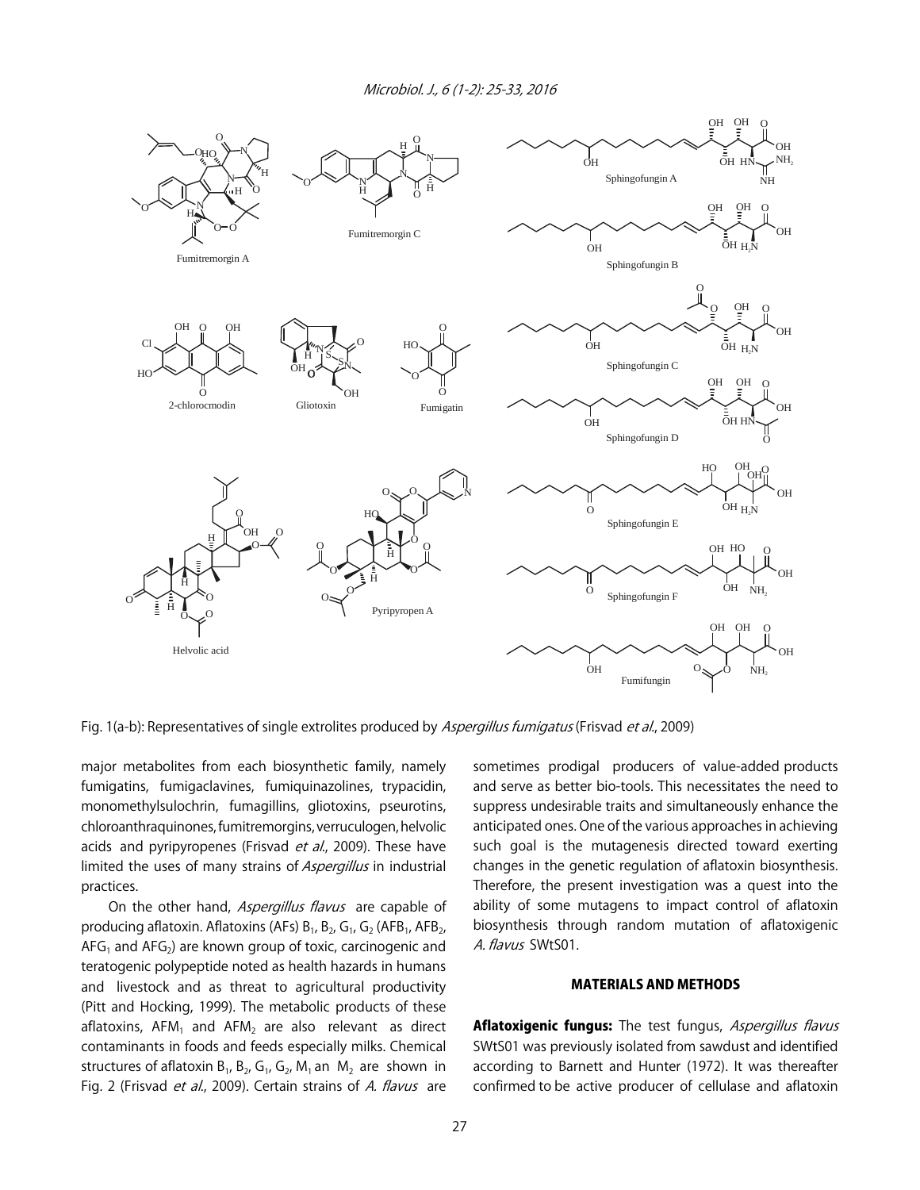Fig. 1(a-b): Representatives of single extrolites produced by *Aspergillus fumigatus* (Frisvad *et al*., 2009)

major metabolites from each biosynthetic family, namely fumigatins, fumigaclavines, fumiquinazolines, trypacidin, monomethylsulochrin, fumagillins, gliotoxins, pseurotins, chloroanthraquinones, fumitremorgins, verruculogen, helvolic acids and pyripyropenes (Frisvad *et al*., 2009). These have limited the uses of many strains of *Aspergillus* in industrial practices.

On the other hand, *Aspergillus flavus* are capable of producing aflatoxin. Aflatoxins (AFs) $B_1$, $B_2$, $G_1$, $G_2$ ($AFB_1$, $AFB_2$, $AFG_1$ and $AFG_2$) are known group of toxic, carcinogenic and teratogenic polypeptide noted as health hazards in humans and livestock and as threat to agricultural productivity (Pitt and Hocking, 1999). The metabolic products of these aflatoxins, $AFM_1$ and $AFM_2$ are also relevant as direct contaminants in foods and feeds especially milks. Chemical structures of aflatoxin $B_1$, $B_2$, $G_1$, $G_2$, $M_1$ an $M_2$ are shown in Fig. 2 (Frisvad *et al*., 2009). Certain strains of *A. flavus* are sometimes prodigal producers of value-added products and serve as better bio-tools. This necessitates the need to suppress undesirable traits and simultaneously enhance the anticipated ones. One of the various approaches in achieving such goal is the mutagenesis directed toward exerting changes in the genetic regulation of aflatoxin biosynthesis. Therefore, the present investigation was a quest into the ability of some mutagens to impact control of aflatoxin biosynthesis through random mutation of aflatoxigenic *A. flavus* SWtS01.

## MATERIALS AND METHODS

**Aflatoxigenic fungus:** The test fungus, *Aspergillus flavus* SWtS01 was previously isolated from sawdust and identified according to Barnett and Hunter (1972). It was thereafter confirmed to be active producer of cellulase and aflatoxin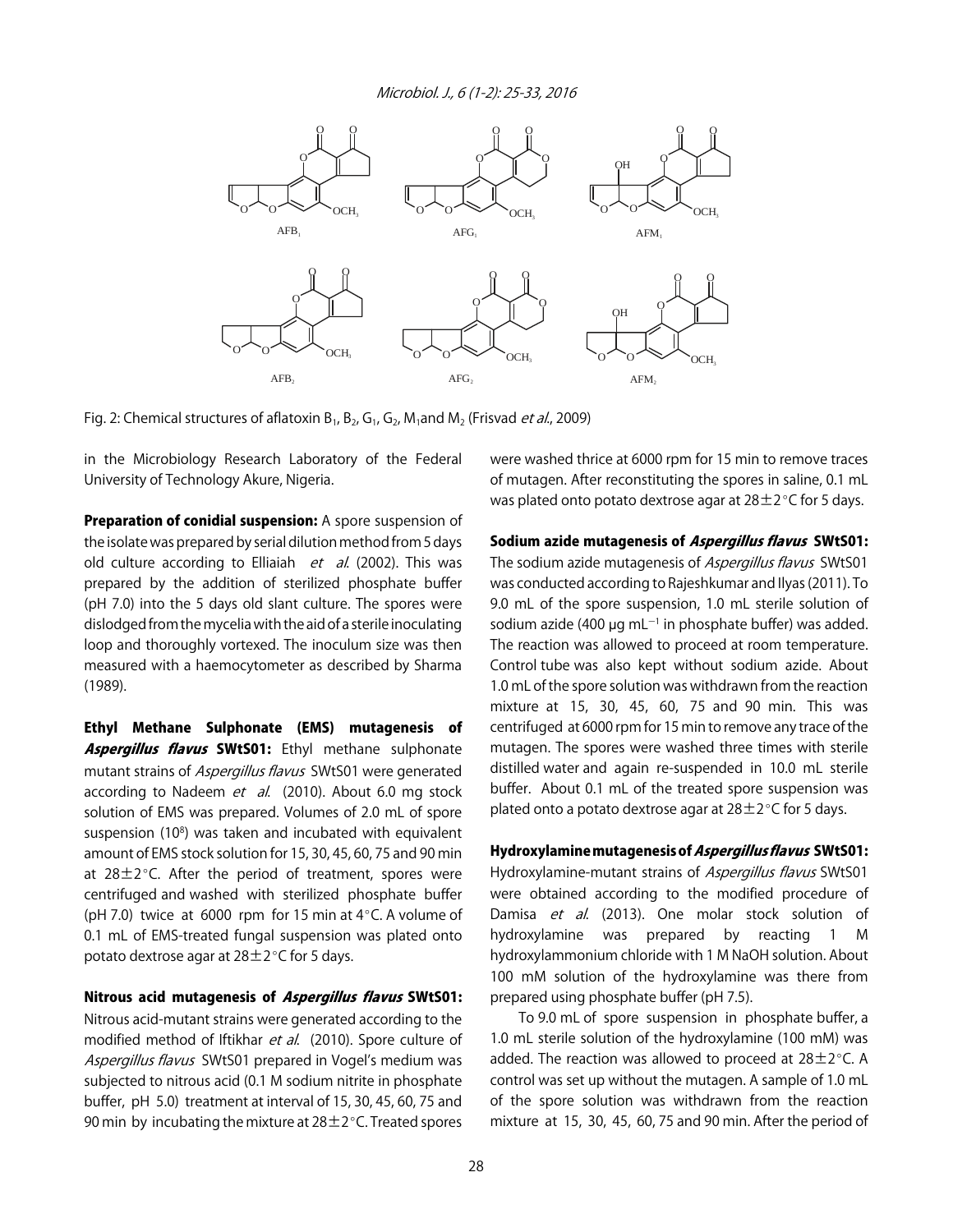Fig. 2: Chemical structures of aflatoxin $B_1$, $B_2$, $G_1$, $G_2$, $M_1$ and $M_2$ (Frisvad *et al*., 2009)

in the Microbiology Research Laboratory of the Federal University of Technology Akure, Nigeria.

**Preparation of conidial suspension:** A spore suspension of the isolate was prepared by serial dilution method from 5 days old culture according to Elliaiah *et al*. (2002). This was prepared by the addition of sterilized phosphate buffer (pH 7.0) into the 5 days old slant culture. The spores were dislodged from the mycelia with the aid of a sterile inoculating loop and thoroughly vortexed. The inoculum size was then measured with a haemocytometer as described by Sharma (1989).

**Ethyl Methane Sulphonate (EMS) mutagenesis of *Aspergillus flavus* SWtS01:** Ethyl methane sulphonate mutant strains of *Aspergillus flavus* SWtS01 were generated according to Nadeem *et al*. (2010). About 6.0 mg stock solution of EMS was prepared. Volumes of 2.0 mL of spore suspension ($10^8$) was taken and incubated with equivalent amount of EMS stock solution for 15, 30, 45, 60, 75 and 90 min at 28±2°C. After the period of treatment, spores were centrifuged and washed with sterilized phosphate buffer (pH 7.0) twice at 6000 rpm for 15 min at 4°C. A volume of 0.1 mL of EMS-treated fungal suspension was plated onto potato dextrose agar at 28±2°C for 5 days.

**Nitrous acid mutagenesis of *Aspergillus flavus* SWtS01:** Nitrous acid-mutant strains were generated according to the modified method of Iftikhar *et al*. (2010). Spore culture of *Aspergillus flavus* SWtS01 prepared in Vogel's medium was subjected to nitrous acid (0.1 M sodium nitrite in phosphate buffer, pH 5.0) treatment at interval of 15, 30, 45, 60, 75 and 90 min by incubating the mixture at 28±2°C. Treated spores were washed thrice at 6000 rpm for 15 min to remove traces of mutagen. After reconstituting the spores in saline, 0.1 mL was plated onto potato dextrose agar at 28±2°C for 5 days.

**Sodium azide mutagenesis of *Aspergillus flavus* SWtS01:** The sodium azide mutagenesis of *Aspergillus flavus* SWtS01 was conducted according to Rajeshkumar and Ilyas (2011). To 9.0 mL of the spore suspension, 1.0 mL sterile solution of sodium azide (400 μg $mL^{-1}$ in phosphate buffer) was added. The reaction was allowed to proceed at room temperature. Control tube was also kept without sodium azide. About 1.0 mL of the spore solution was withdrawn from the reaction mixture at 15, 30, 45, 60, 75 and 90 min. This was centrifuged at 6000 rpm for 15 min to remove any trace of the mutagen. The spores were washed three times with sterile distilled water and again re-suspended in 10.0 mL sterile buffer. About 0.1 mL of the treated spore suspension was plated onto a potato dextrose agar at 28±2°C for 5 days.

**Hydroxylamine mutagenesis of *Aspergillus flavus* SWtS01:** Hydroxylamine-mutant strains of *Aspergillus flavus* SWtS01 were obtained according to the modified procedure of Damisa *et al*. (2013). One molar stock solution of hydroxylamine was prepared by reacting 1 M hydroxylammonium chloride with 1 M NaOH solution. About 100 mM solution of the hydroxylamine was there from prepared using phosphate buffer (pH 7.5).

To 9.0 mL of spore suspension in phosphate buffer, a 1.0 mL sterile solution of the hydroxylamine (100 mM) was added. The reaction was allowed to proceed at 28±2°C. A control was set up without the mutagen. A sample of 1.0 mL of the spore solution was withdrawn from the reaction mixture at 15, 30, 45, 60, 75 and 90 min. After the period of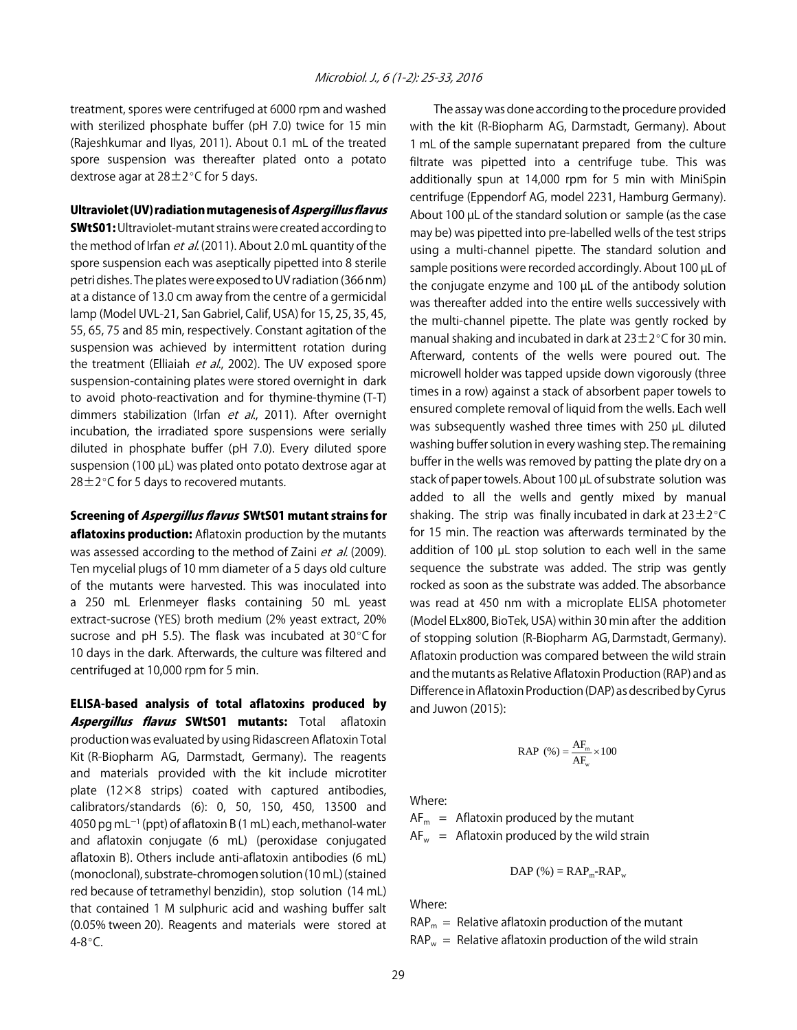treatment, spores were centrifuged at 6000 rpm and washed with sterilized phosphate buffer (pH 7.0) twice for 15 min (Rajeshkumar and Ilyas, 2011). About 0.1 mL of the treated spore suspension was thereafter plated onto a potato dextrose agar at 28±2°C for 5 days.

**Ultraviolet (UV) radiation mutagenesis of *Aspergillus flavus* SWtS01:** Ultraviolet-mutant strains were created according to the method of Irfan *et al.* (2011). About 2.0 mL quantity of the spore suspension each was aseptically pipetted into 8 sterile petri dishes. The plates were exposed to UV radiation (366 nm) at a distance of 13.0 cm away from the centre of a germicidal lamp (Model UVL-21, San Gabriel, Calif, USA) for 15, 25, 35, 45, 55, 65, 75 and 85 min, respectively. Constant agitation of the suspension was achieved by intermittent rotation during the treatment (Elliaiah *et al.*, 2002). The UV exposed spore suspension-containing plates were stored overnight in dark to avoid photo-reactivation and for thymine-thymine (T-T) dimmers stabilization (Irfan *et al.*, 2011). After overnight incubation, the irradiated spore suspensions were serially diluted in phosphate buffer (pH 7.0). Every diluted spore suspension (100 µL) was plated onto potato dextrose agar at 28±2°C for 5 days to recovered mutants.

**Screening of *Aspergillus flavus* SWtS01 mutant strains for aflatoxins production:** Aflatoxin production by the mutants was assessed according to the method of Zaini *et al.* (2009). Ten mycelial plugs of 10 mm diameter of a 5 days old culture of the mutants were harvested. This was inoculated into a 250 mL Erlenmeyer flasks containing 50 mL yeast extract-sucrose (YES) broth medium (2% yeast extract, 20% sucrose and pH 5.5). The flask was incubated at 30°C for 10 days in the dark. Afterwards, the culture was filtered and centrifuged at 10,000 rpm for 5 min.

**ELISA-based analysis of total aflatoxins produced by *Aspergillus flavus* SWtS01 mutants:** Total aflatoxin production was evaluated by using Ridascreen Aflatoxin Total Kit (R-Biopharm AG, Darmstadt, Germany). The reagents and materials provided with the kit include microtiter plate (12×8 strips) coated with captured antibodies, calibrators/standards (6): 0, 50, 150, 450, 13500 and 4050 pg $mL^{-1}$ (ppt) of aflatoxin B (1 mL) each, methanol-water and aflatoxin conjugate (6 mL) (peroxidase conjugated aflatoxin B). Others include anti-aflatoxin antibodies (6 mL) (monoclonal), substrate-chromogen solution (10 mL) (stained red because of tetramethyl benzidin), stop solution (14 mL) that contained 1 M sulphuric acid and washing buffer salt (0.05% tween 20). Reagents and materials were stored at 4-8°C.

The assay was done according to the procedure provided with the kit (R-Biopharm AG, Darmstadt, Germany). About 1 mL of the sample supernatant prepared from the culture filtrate was pipetted into a centrifuge tube. This was additionally spun at 14,000 rpm for 5 min with MiniSpin centrifuge (Eppendorf AG, model 2231, Hamburg Germany). About 100 µL of the standard solution or sample (as the case may be) was pipetted into pre-labelled wells of the test strips using a multi-channel pipette. The standard solution and sample positions were recorded accordingly. About 100 µL of the conjugate enzyme and 100 µL of the antibody solution was thereafter added into the entire wells successively with the multi-channel pipette. The plate was gently rocked by manual shaking and incubated in dark at 23±2°C for 30 min. Afterward, contents of the wells were poured out. The microwell holder was tapped upside down vigorously (three times in a row) against a stack of absorbent paper towels to ensured complete removal of liquid from the wells. Each well was subsequently washed three times with 250 µL diluted washing buffer solution in every washing step. The remaining buffer in the wells was removed by patting the plate dry on a stack of paper towels. About 100 µL of substrate solution was added to all the wells and gently mixed by manual shaking. The strip was finally incubated in dark at 23±2°C for 15 min. The reaction was afterwards terminated by the addition of 100 µL stop solution to each well in the same sequence the substrate was added. The strip was gently rocked as soon as the substrate was added. The absorbance was read at 450 nm with a microplate ELISA photometer (Model ELx800, BioTek, USA) within 30 min after the addition of stopping solution (R-Biopharm AG, Darmstadt, Germany). Aflatoxin production was compared between the wild strain and the mutants as Relative Aflatoxin Production (RAP) and as Difference in Aflatoxin Production (DAP) as described by Cyrus and Juwon (2015):

$$\text{RAP (\%)} = \frac{AF_m}{AF_w} \times 100$$

Where:

$AF_m$ = Aflatoxin produced by the mutant
$AF_w$ = Aflatoxin produced by the wild strain

$$\text{DAP (\%)} = RAP_m - RAP_w$$

Where:

$RAP_m$ = Relative aflatoxin production of the mutant
$RAP_w$ = Relative aflatoxin production of the wild strain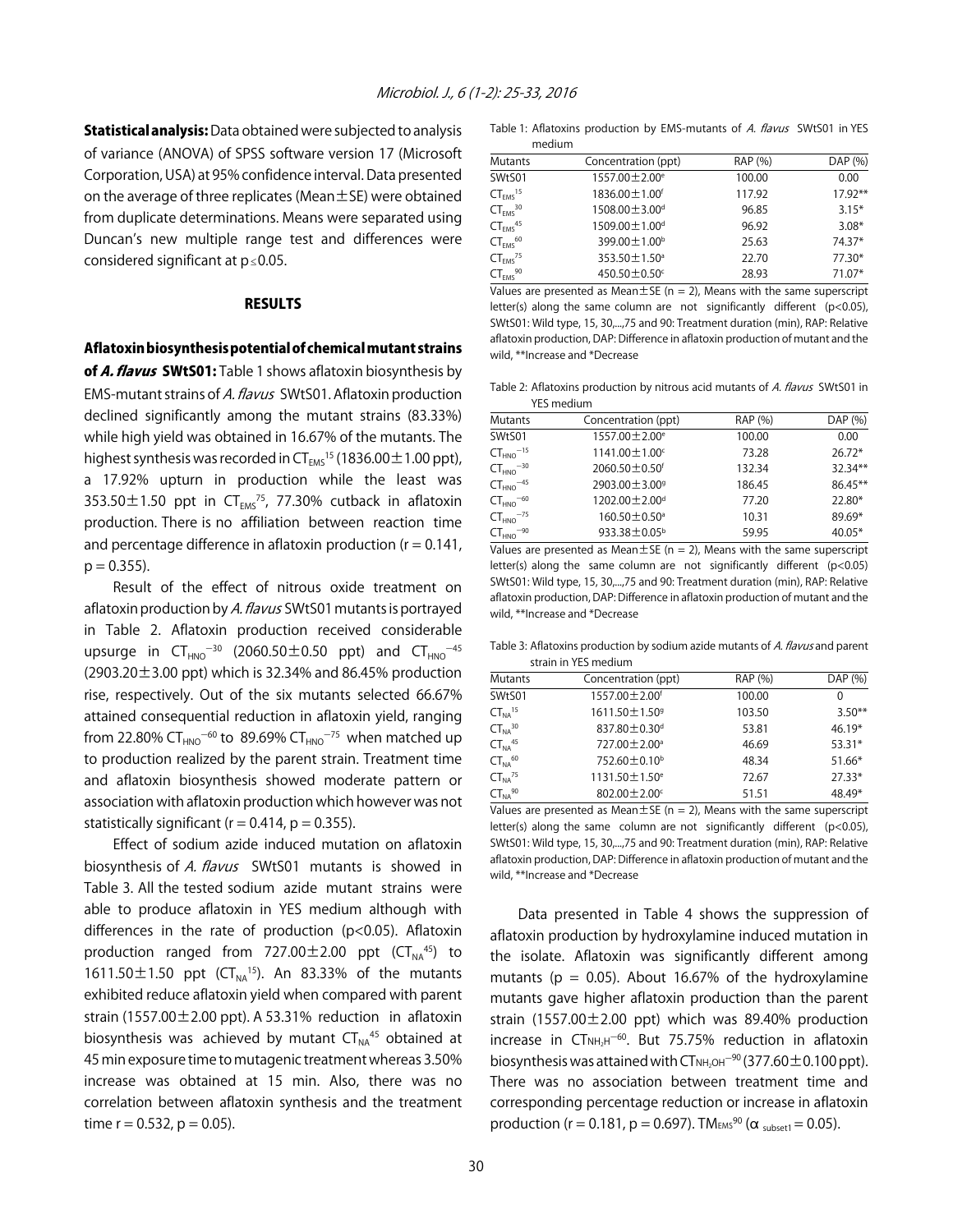**Statistical analysis:** Data obtained were subjected to analysis of variance (ANOVA) of SPSS software version 17 (Microsoft Corporation, USA) at 95% confidence interval. Data presented on the average of three replicates (Mean±SE) were obtained from duplicate determinations. Means were separated using Duncan's new multiple range test and differences were considered significant at $p \leq 0.05$.

## RESULTS

**Aflatoxin biosynthesis potential of chemical mutant strains of *A. flavus* SWtS01:** Table 1 shows aflatoxin biosynthesis by EMS-mutant strains of *A. flavus* SWtS01. Aflatoxin production declined significantly among the mutant strains (83.33%) while high yield was obtained in 16.67% of the mutants. The highest synthesis was recorded in $CT_{EMS}^{15}$ (1836.00±1.00 ppt), a 17.92% upturn in production while the least was 353.50±1.50 ppt in $CT_{EMS}^{75}$, 77.30% cutback in aflatoxin production. There is no affiliation between reaction time and percentage difference in aflatoxin production ($r = 0.141$, $p = 0.355$).

Result of the effect of nitrous oxide treatment on aflatoxin production by *A. flavus* SWtS01 mutants is portrayed in Table 2. Aflatoxin production received considerable upsurge in $CT_{HNO}^{-30}$ (2060.50±0.50 ppt) and $CT_{HNO}^{-45}$ (2903.20±3.00 ppt) which is 32.34% and 86.45% production rise, respectively. Out of the six mutants selected 66.67% attained consequential reduction in aflatoxin yield, ranging from 22.80% $CT_{HNO}^{-60}$ to 89.69% $CT_{HNO}^{-75}$ when matched up to production realized by the parent strain. Treatment time and aflatoxin biosynthesis showed moderate pattern or association with aflatoxin production which however was not statistically significant ($r = 0.414$, $p = 0.355$).

Effect of sodium azide induced mutation on aflatoxin biosynthesis of *A. flavus* SWtS01 mutants is showed in Table 3. All the tested sodium azide mutant strains were able to produce aflatoxin in YES medium although with differences in the rate of production ($p<0.05$). Aflatoxin production ranged from 727.00±2.00 ppt ($CT_{NA}^{45}$) to 1611.50±1.50 ppt ($CT_{NA}^{15}$). An 83.33% of the mutants exhibited reduce aflatoxin yield when compared with parent strain (1557.00±2.00 ppt). A 53.31% reduction in aflatoxin biosynthesis was achieved by mutant $CT_{NA}^{45}$ obtained at 45 min exposure time to mutagenic treatment whereas 3.50% increase was obtained at 15 min. Also, there was no correlation between aflatoxin synthesis and the treatment time $r = 0.532$, $p = 0.05$).

Table 1: Aflatoxins production by EMS-mutants of *A. flavus* SWtS01 in YES medium

| Mutants | Concentration (ppt) | RAP (%) | DAP (%) |
|---|---|---|---|
| SWtS01 | 1557.00±2.00$^{e}$ | 100.00 | 0.00 |
| $CT_{EMS}^{15}$ | 1836.00±1.00$^{f}$ | 117.92 | 17.92** |
| $CT_{EMS}^{30}$ | 1508.00±3.00$^{d}$ | 96.85 | 3.15* |
| $CT_{EMS}^{45}$ | 1509.00±1.00$^{d}$ | 96.92 | 3.08* |
| $CT_{EMS}^{60}$ | 399.00±1.00$^{b}$ | 25.63 | 74.37* |
| $CT_{EMS}^{75}$ | 353.50±1.50$^{a}$ | 22.70 | 77.30* |
| $CT_{EMS}^{90}$ | 450.50±0.50$^{c}$ | 28.93 | 71.07* |

Values are presented as Mean±SE (n = 2), Means with the same superscript letter(s) along the same column are not significantly different ($p<0.05$), SWtS01: Wild type, 15, 30,...,75 and 90: Treatment duration (min), RAP: Relative aflatoxin production, DAP: Difference in aflatoxin production of mutant and the wild, **Increase and *Decrease

Table 2: Aflatoxins production by nitrous acid mutants of *A. flavus* SWtS01 in YES medium

| Mutants | Concentration (ppt) | RAP (%) | DAP (%) |
|---|---|---|---|
| SWtS01 | 1557.00±2.00$^{e}$ | 100.00 | 0.00 |
| $CT_{HNO}^{-15}$ | 1141.00±1.00$^{c}$ | 73.28 | 26.72* |
| $CT_{HNO}^{-30}$ | 2060.50±0.50$^{f}$ | 132.34 | 32.34** |
| $CT_{HNO}^{-45}$ | 2903.00±3.00$^{g}$ | 186.45 | 86.45** |
| $CT_{HNO}^{-60}$ | 1202.00±2.00$^{d}$ | 77.20 | 22.80* |
| $CT_{HNO}^{-75}$ | 160.50±0.50$^{a}$ | 10.31 | 89.69* |
| $CT_{HNO}^{-90}$ | 933.38±0.05$^{b}$ | 59.95 | 40.05* |

Values are presented as Mean±SE (n = 2), Means with the same superscript letter(s) along the same column are not significantly different ($p<0.05$) SWtS01: Wild type, 15, 30,...,75 and 90: Treatment duration (min), RAP: Relative aflatoxin production, DAP: Difference in aflatoxin production of mutant and the wild, **Increase and *Decrease

Table 3: Aflatoxins production by sodium azide mutants of *A. flavus* and parent strain in YES medium

| Mutants | Concentration (ppt) | RAP (%) | DAP (%) |
|---|---|---|---|
| SWtS01 | 1557.00±2.00$^{f}$ | 100.00 | 0 |
| $CT_{NA}^{15}$ | 1611.50±1.50$^{g}$ | 103.50 | 3.50** |
| $CT_{NA}^{30}$ | 837.80±0.30$^{d}$ | 53.81 | 46.19* |
| $CT_{NA}^{45}$ | 727.00±2.00$^{a}$ | 46.69 | 53.31* |
| $CT_{NA}^{60}$ | 752.60±0.10$^{b}$ | 48.34 | 51.66* |
| $CT_{NA}^{75}$ | 1131.50±1.50$^{e}$ | 72.67 | 27.33* |
| $CT_{NA}^{90}$ | 802.00±2.00$^{c}$ | 51.51 | 48.49* |

Values are presented as Mean±SE (n = 2), Means with the same superscript letter(s) along the same column are not significantly different ($p<0.05$), SWtS01: Wild type, 15, 30,...,75 and 90: Treatment duration (min), RAP: Relative aflatoxin production, DAP: Difference in aflatoxin production of mutant and the wild, **Increase and *Decrease

Data presented in Table 4 shows the suppression of aflatoxin production by hydroxylamine induced mutation in the isolate. Aflatoxin was significantly different among mutants ($p = 0.05$). About 16.67% of the hydroxylamine mutants gave higher aflatoxin production than the parent strain (1557.00±2.00 ppt) which was 89.40% production increase in $CT_{NH_2H}^{-60}$. But 75.75% reduction in aflatoxin biosynthesis was attained with $CT_{NH_2OH}^{-90}$ (377.60±0.100 ppt). There was no association between treatment time and corresponding percentage reduction or increase in aflatoxin production ($r = 0.181$, $p = 0.697$). $TM_{EMS}^{90}$ ($\alpha_{subset1} = 0.05$).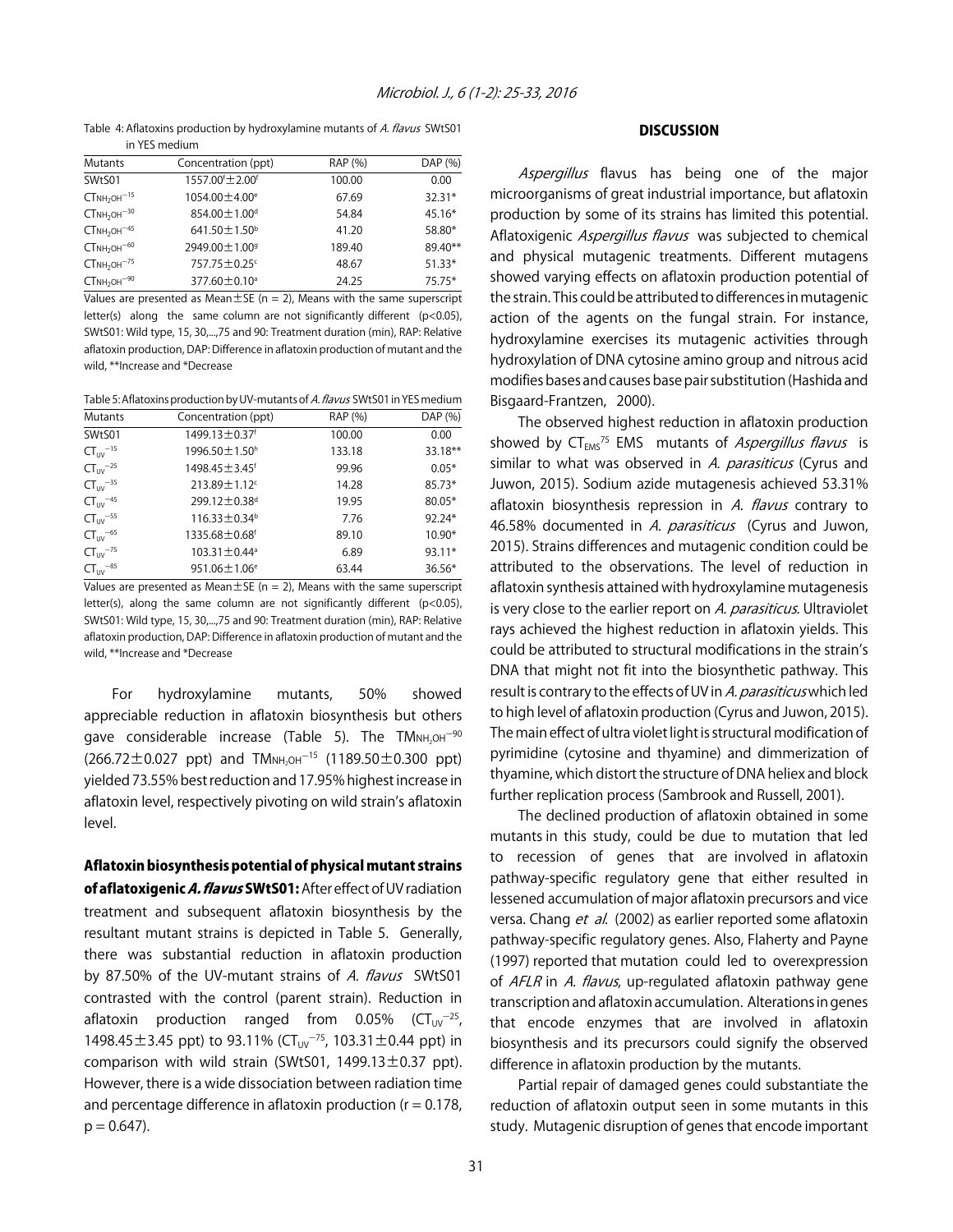Table 4: Aflatoxins production by hydroxylamine mutants of *A. flavus* SWtS01 in YES medium

| Mutants | Concentration (ppt) | RAP (%) | DAP (%) |
|---|---|---|---|
| SWtS01 | 1557.00[f]±2.00[f] | 100.00 | 0.00 |
| $CT_{NH_2OH}^{-15}$ | 1054.00±4.00[e] | 67.69 | 32.31* |
| $CT_{NH_2OH}^{-30}$ | 854.00±1.00[d] | 54.84 | 45.16* |
| $CT_{NH_2OH}^{-45}$ | 641.50±1.50[b] | 41.20 | 58.80* |
| $CT_{NH_2OH}^{-60}$ | 2949.00±1.00[g] | 189.40 | 89.40** |
| $CT_{NH_2OH}^{-75}$ | 757.75±0.25[c] | 48.67 | 51.33* |
| $CT_{NH_2OH}^{-90}$ | 377.60±0.10[a] | 24.25 | 75.75* |

Values are presented as Mean±SE (n = 2), Means with the same superscript letter(s) along the same column are not significantly different (p<0.05), SWtS01: Wild type, 15, 30,...,75 and 90: Treatment duration (min), RAP: Relative aflatoxin production, DAP: Difference in aflatoxin production of mutant and the wild, **Increase and *Decrease

Table 5: Aflatoxins production by UV-mutants of *A. flavus* SWtS01 in YES medium

| Mutants | Concentration (ppt) | RAP (%) | DAP (%) |
|---|---|---|---|
| SWtS01 | 1499.13±0.37[f] | 100.00 | 0.00 |
| $CT_{UV}^{-15}$ | 1996.50±1.50[h] | 133.18 | 33.18** |
| $CT_{UV}^{-25}$ | 1498.45±3.45[f] | 99.96 | 0.05* |
| $CT_{UV}^{-35}$ | 213.89±1.12[c] | 14.28 | 85.73* |
| $CT_{UV}^{-45}$ | 299.12±0.38[d] | 19.95 | 80.05* |
| $CT_{UV}^{-55}$ | 116.33±0.34[b] | 7.76 | 92.24* |
| $CT_{UV}^{-65}$ | 1335.68±0.68[f] | 89.10 | 10.90* |
| $CT_{UV}^{-75}$ | 103.31±0.44[a] | 6.89 | 93.11* |
| $CT_{UV}^{-85}$ | 951.06±1.06[e] | 63.44 | 36.56* |

Values are presented as Mean±SE (n = 2), Means with the same superscript letter(s), along the same column are not significantly different (p<0.05), SWtS01: Wild type, 15, 30,...,75 and 90: Treatment duration (min), RAP: Relative aflatoxin production, DAP: Difference in aflatoxin production of mutant and the wild, **Increase and *Decrease

For hydroxylamine mutants, 50% showed appreciable reduction in aflatoxin biosynthesis but others gave considerable increase (Table 5). The $TM_{NH_2OH}^{-90}$ (266.72±0.027 ppt) and $TM_{NH_2OH}^{-15}$ (1189.50±0.300 ppt) yielded 73.55% best reduction and 17.95% highest increase in aflatoxin level, respectively pivoting on wild strain's aflatoxin level.

**Aflatoxin biosynthesis potential of physical mutant strains of aflatoxigenic *A. flavus* SWtS01:** After effect of UV radiation treatment and subsequent aflatoxin biosynthesis by the resultant mutant strains is depicted in Table 5. Generally, there was substantial reduction in aflatoxin production by 87.50% of the UV-mutant strains of *A. flavus* SWtS01 contrasted with the control (parent strain). Reduction in aflatoxin production ranged from 0.05% ($CT_{UV}^{-25}$, 1498.45±3.45 ppt) to 93.11% ($CT_{UV}^{-75}$, 103.31±0.44 ppt) in comparison with wild strain (SWtS01, 1499.13±0.37 ppt). However, there is a wide dissociation between radiation time and percentage difference in aflatoxin production (r = 0.178, p = 0.647).

## DISCUSSION

*Aspergillus* flavus has being one of the major microorganisms of great industrial importance, but aflatoxin production by some of its strains has limited this potential. Aflatoxigenic *Aspergillus flavus* was subjected to chemical and physical mutagenic treatments. Different mutagens showed varying effects on aflatoxin production potential of the strain. This could be attributed to differences in mutagenic action of the agents on the fungal strain. For instance, hydroxylamine exercises its mutagenic activities through hydroxylation of DNA cytosine amino group and nitrous acid modifies bases and causes base pair substitution (Hashida and Bisgaard-Frantzen, 2000).

The observed highest reduction in aflatoxin production showed by $CT_{EMS}^{75}$ EMS mutants of *Aspergillus flavus* is similar to what was observed in *A. parasiticus* (Cyrus and Juwon, 2015). Sodium azide mutagenesis achieved 53.31% aflatoxin biosynthesis repression in *A. flavus* contrary to 46.58% documented in *A. parasiticus* (Cyrus and Juwon, 2015). Strains differences and mutagenic condition could be attributed to the observations. The level of reduction in aflatoxin synthesis attained with hydroxylamine mutagenesis is very close to the earlier report on *A. parasiticus*. Ultraviolet rays achieved the highest reduction in aflatoxin yields. This could be attributed to structural modifications in the strain's DNA that might not fit into the biosynthetic pathway. This result is contrary to the effects of UV in *A. parasiticus* which led to high level of aflatoxin production (Cyrus and Juwon, 2015). The main effect of ultra violet light is structural modification of pyrimidine (cytosine and thyamine) and dimmerization of thyamine, which distort the structure of DNA heliex and block further replication process (Sambrook and Russell, 2001).

The declined production of aflatoxin obtained in some mutants in this study, could be due to mutation that led to recession of genes that are involved in aflatoxin pathway-specific regulatory gene that either resulted in lessened accumulation of major aflatoxin precursors and vice versa. Chang *et al.* (2002) as earlier reported some aflatoxin pathway-specific regulatory genes. Also, Flaherty and Payne (1997) reported that mutation could led to overexpression of *AFLR* in *A. flavus*, up-regulated aflatoxin pathway gene transcription and aflatoxin accumulation. Alterations in genes that encode enzymes that are involved in aflatoxin biosynthesis and its precursors could signify the observed difference in aflatoxin production by the mutants.

Partial repair of damaged genes could substantiate the reduction of aflatoxin output seen in some mutants in this study. Mutagenic disruption of genes that encode important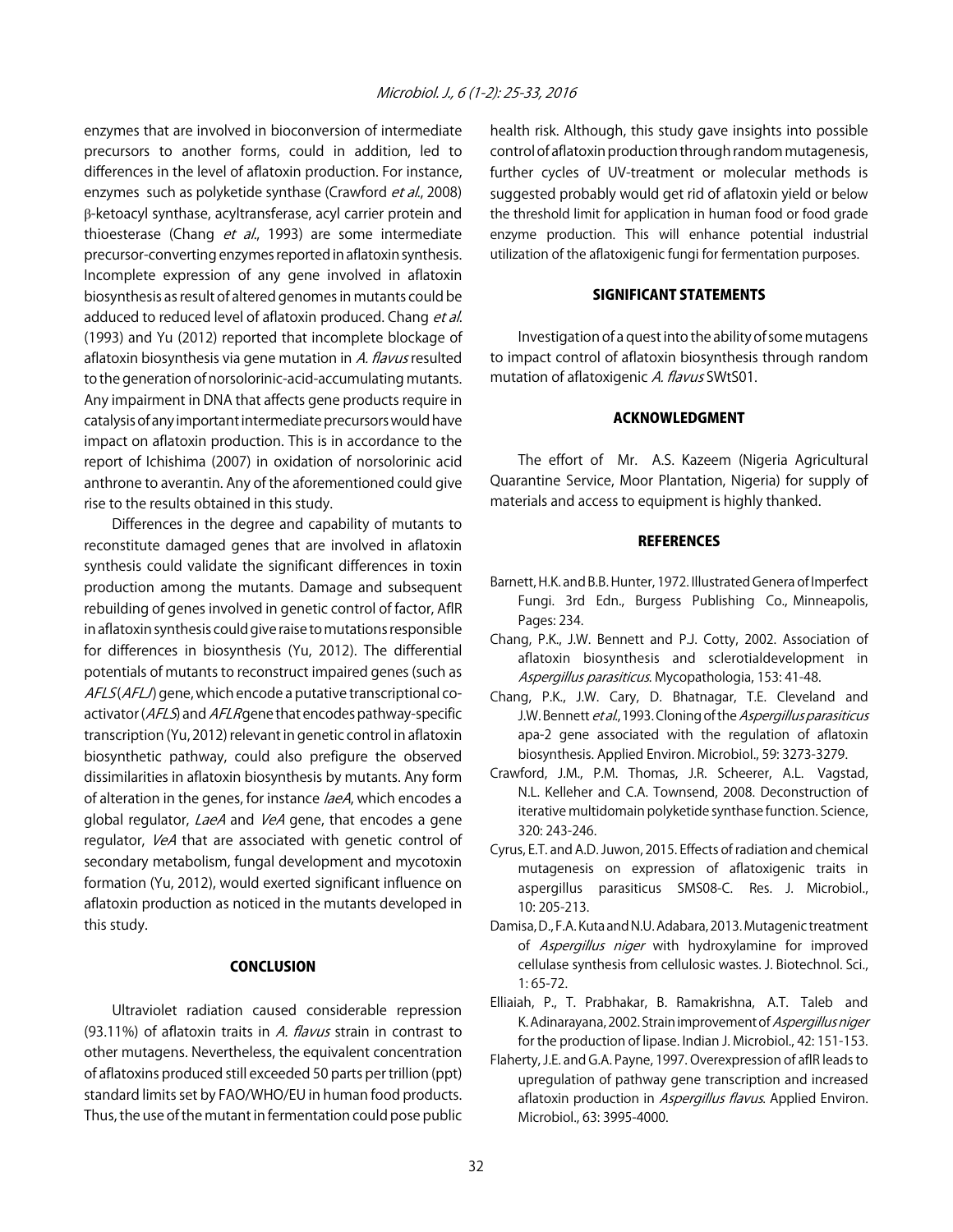enzymes that are involved in bioconversion of intermediate precursors to another forms, could in addition, led to differences in the level of aflatoxin production. For instance, enzymes such as polyketide synthase (Crawford *et al*., 2008) β-ketoacyl synthase, acyltransferase, acyl carrier protein and thioesterase (Chang *et al*., 1993) are some intermediate precursor-converting enzymes reported in aflatoxin synthesis. Incomplete expression of any gene involved in aflatoxin biosynthesis as result of altered genomes in mutants could be adduced to reduced level of aflatoxin produced. Chang *et al*. (1993) and Yu (2012) reported that incomplete blockage of aflatoxin biosynthesis via gene mutation in *A. flavus* resulted to the generation of norsolorinic-acid-accumulating mutants. Any impairment in DNA that affects gene products require in catalysis of any important intermediate precursors would have impact on aflatoxin production. This is in accordance to the report of Ichishima (2007) in oxidation of norsolorinic acid anthrone to averantin. Any of the aforementioned could give rise to the results obtained in this study.

Differences in the degree and capability of mutants to reconstitute damaged genes that are involved in aflatoxin synthesis could validate the significant differences in toxin production among the mutants. Damage and subsequent rebuilding of genes involved in genetic control of factor, AflR in aflatoxin synthesis could give raise to mutations responsible for differences in biosynthesis (Yu, 2012). The differential potentials of mutants to reconstruct impaired genes (such as *AFLS* (*AFLJ*) gene, which encode a putative transcriptional co-activator (*AFLS*) and *AFLR* gene that encodes pathway-specific transcription (Yu, 2012) relevant in genetic control in aflatoxin biosynthetic pathway, could also prefigure the observed dissimilarities in aflatoxin biosynthesis by mutants. Any form of alteration in the genes, for instance *laeA*, which encodes a global regulator, *LaeA* and *VeA* gene, that encodes a gene regulator, *VeA* that are associated with genetic control of secondary metabolism, fungal development and mycotoxin formation (Yu, 2012), would exerted significant influence on aflatoxin production as noticed in the mutants developed in this study.

## CONCLUSION

Ultraviolet radiation caused considerable repression (93.11%) of aflatoxin traits in *A. flavus* strain in contrast to other mutagens. Nevertheless, the equivalent concentration of aflatoxins produced still exceeded 50 parts per trillion (ppt) standard limits set by FAO/WHO/EU in human food products. Thus, the use of the mutant in fermentation could pose public health risk. Although, this study gave insights into possible control of aflatoxin production through random mutagenesis, further cycles of UV-treatment or molecular methods is suggested probably would get rid of aflatoxin yield or below the threshold limit for application in human food or food grade enzyme production. This will enhance potential industrial utilization of the aflatoxigenic fungi for fermentation purposes.

## SIGNIFICANT STATEMENTS

Investigation of a quest into the ability of some mutagens to impact control of aflatoxin biosynthesis through random mutation of aflatoxigenic *A. flavus* SWtS01.

## ACKNOWLEDGMENT

The effort of Mr. A.S. Kazeem (Nigeria Agricultural Quarantine Service, Moor Plantation, Nigeria) for supply of materials and access to equipment is highly thanked.

## REFERENCES

- Barnett, H.K. and B.B. Hunter, 1972. Illustrated Genera of Imperfect Fungi. 3rd Edn., Burgess Publishing Co., Minneapolis, Pages: 234.
- Chang, P.K., J.W. Bennett and P.J. Cotty, 2002. Association of aflatoxin biosynthesis and sclerotialdevelopment in *Aspergillus parasiticus*. Mycopathologia, 153: 41-48.
- Chang, P.K., J.W. Cary, D. Bhatnagar, T.E. Cleveland and J.W. Bennett *et al*., 1993. Cloning of the *Aspergillus parasiticus* apa-2 gene associated with the regulation of aflatoxin biosynthesis. Applied Environ. Microbiol., 59: 3273-3279.
- Crawford, J.M., P.M. Thomas, J.R. Scheerer, A.L. Vagstad, N.L. Kelleher and C.A. Townsend, 2008. Deconstruction of iterative multidomain polyketide synthase function. Science, 320: 243-246.
- Cyrus, E.T. and A.D. Juwon, 2015. Effects of radiation and chemical mutagenesis on expression of aflatoxigenic traits in aspergillus parasiticus SMS08-C. Res. J. Microbiol., 10: 205-213.
- Damisa, D., F.A. Kuta and N.U. Adabara, 2013. Mutagenic treatment of *Aspergillus niger* with hydroxylamine for improved cellulase synthesis from cellulosic wastes. J. Biotechnol. Sci., 1: 65-72.
- Elliaiah, P., T. Prabhakar, B. Ramakrishna, A.T. Taleb and K. Adinarayana, 2002. Strain improvement of *Aspergillus niger* for the production of lipase. Indian J. Microbiol., 42: 151-153.
- Flaherty, J.E. and G.A. Payne, 1997. Overexpression of aflR leads to upregulation of pathway gene transcription and increased aflatoxin production in *Aspergillus flavus*. Applied Environ. Microbiol., 63: 3995-4000.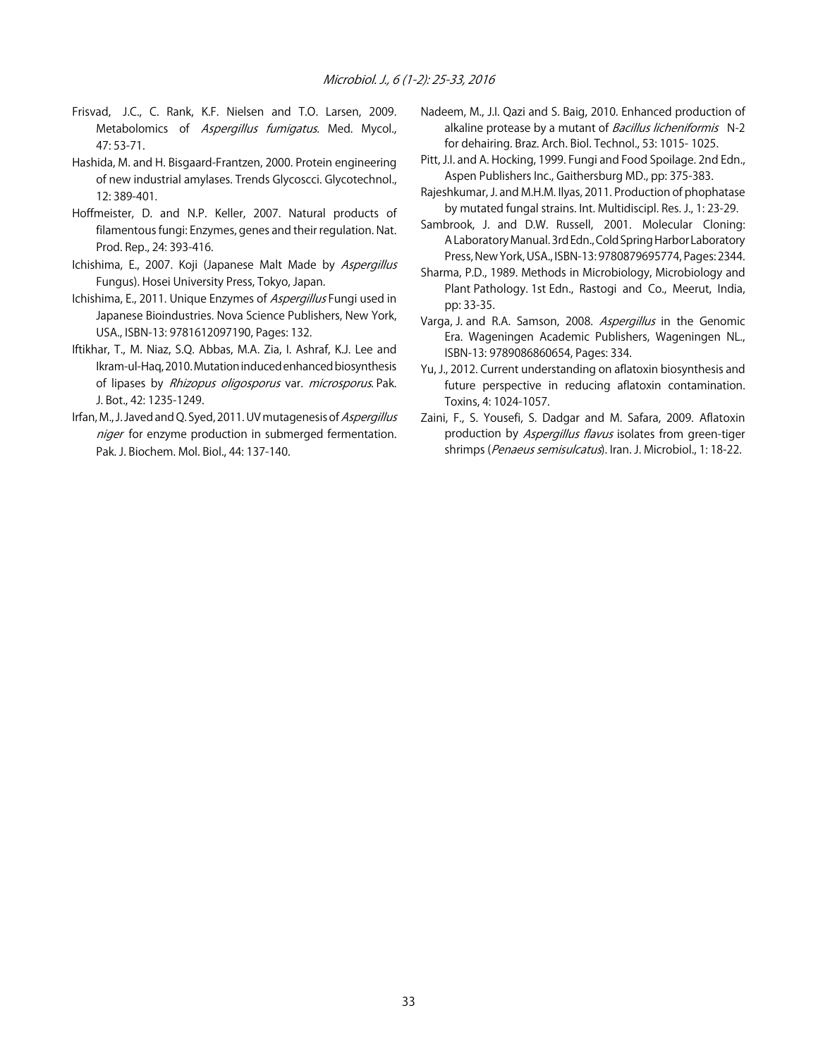Frisvad, J.C., C. Rank, K.F. Nielsen and T.O. Larsen, 2009. Metabolomics of *Aspergillus fumigatus*. Med. Mycol., 47: 53-71.

Hashida, M. and H. Bisgaard-Frantzen, 2000. Protein engineering of new industrial amylases. Trends Glycoscci. Glycotechnol., 12: 389-401.

Hoffmeister, D. and N.P. Keller, 2007. Natural products of filamentous fungi: Enzymes, genes and their regulation. Nat. Prod. Rep., 24: 393-416.

Ichishima, E., 2007. Koji (Japanese Malt Made by *Aspergillus* Fungus). Hosei University Press, Tokyo, Japan.

Ichishima, E., 2011. Unique Enzymes of *Aspergillus* Fungi used in Japanese Bioindustries. Nova Science Publishers, New York, USA., ISBN-13: 9781612097190, Pages: 132.

Iftikhar, T., M. Niaz, S.Q. Abbas, M.A. Zia, I. Ashraf, K.J. Lee and Ikram-ul-Haq, 2010. Mutation induced enhanced biosynthesis of lipases by *Rhizopus oligosporus* var. *microsporus*. Pak. J. Bot., 42: 1235-1249.

Irfan, M., J. Javed and Q. Syed, 2011. UV mutagenesis of *Aspergillus niger* for enzyme production in submerged fermentation. Pak. J. Biochem. Mol. Biol., 44: 137-140.

Nadeem, M., J.I. Qazi and S. Baig, 2010. Enhanced production of alkaline protease by a mutant of *Bacillus licheniformis* N-2 for dehairing. Braz. Arch. Biol. Technol., 53: 1015- 1025.

Pitt, J.I. and A. Hocking, 1999. Fungi and Food Spoilage. 2nd Edn., Aspen Publishers Inc., Gaithersburg MD., pp: 375-383.

Rajeshkumar, J. and M.H.M. Ilyas, 2011. Production of phophatase by mutated fungal strains. Int. Multidiscipl. Res. J., 1: 23-29.

Sambrook, J. and D.W. Russell, 2001. Molecular Cloning: A Laboratory Manual. 3rd Edn., Cold Spring Harbor Laboratory Press, New York, USA., ISBN-13: 9780879695774, Pages: 2344.

Sharma, P.D., 1989. Methods in Microbiology, Microbiology and Plant Pathology. 1st Edn., Rastogi and Co., Meerut, India, pp: 33-35.

Varga, J. and R.A. Samson, 2008. *Aspergillus* in the Genomic Era. Wageningen Academic Publishers, Wageningen NL., ISBN-13: 9789086860654, Pages: 334.

Yu, J., 2012. Current understanding on aflatoxin biosynthesis and future perspective in reducing aflatoxin contamination. Toxins, 4: 1024-1057.

Zaini, F., S. Yousefi, S. Dadgar and M. Safara, 2009. Aflatoxin production by *Aspergillus flavus* isolates from green-tiger shrimps (*Penaeus semisulcatus*). Iran. J. Microbiol., 1: 18-22.